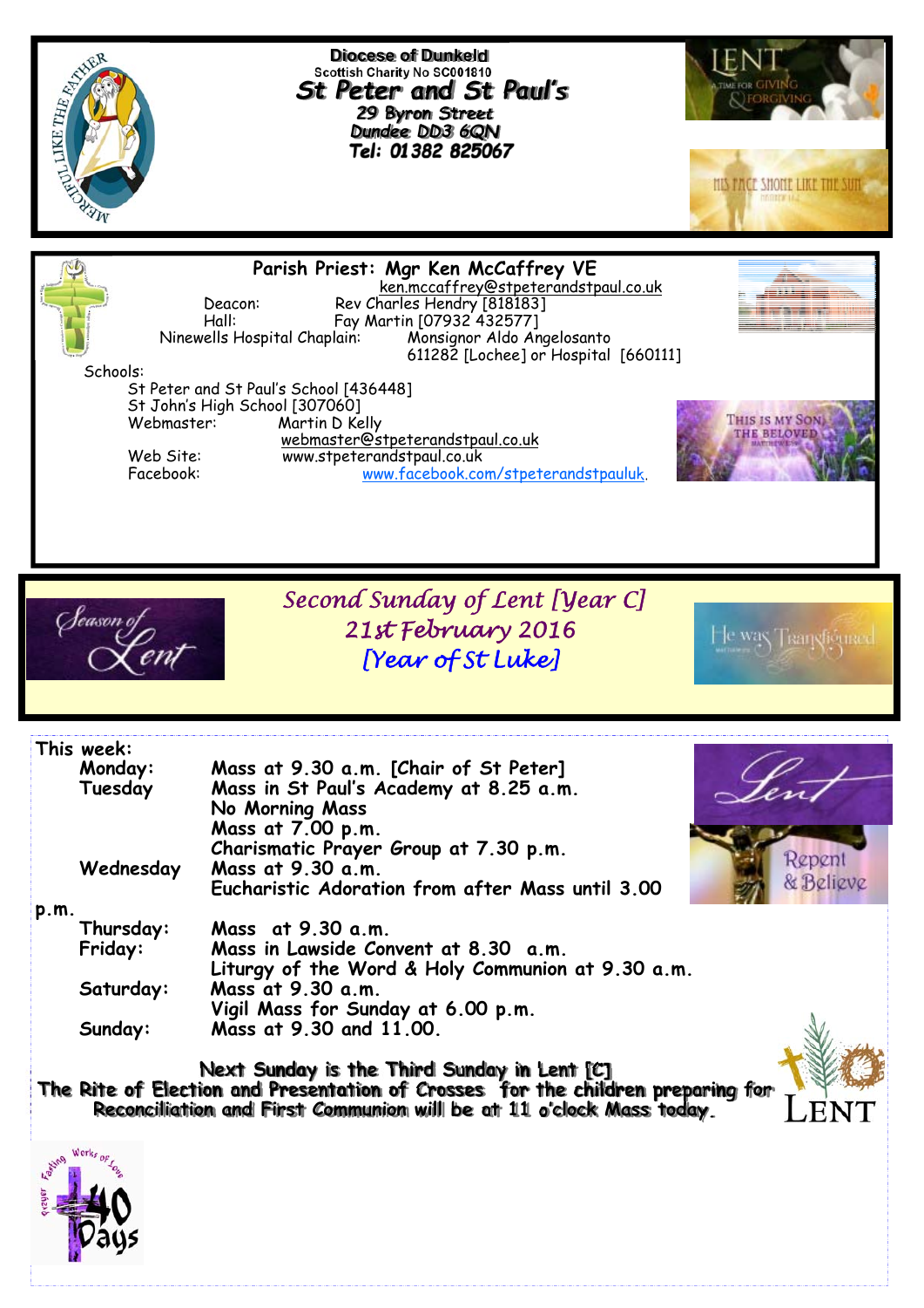**Diocese of Dunkeld**
Scottish Charity No SC001810

# St Peter and St Paul's

29 Byron Street
Dundee DD3 6QN
**Tel: 01382 825067**

**Parish Priest: Mgr Ken McCaffrey VE**
ken.mccaffrey@stpeterandstpaul.co.uk

Deacon: Rev Charles Hendry [818183]
Hall: Fay Martin [07932 432577]
Ninewells Hospital Chaplain: Monsignor Aldo Angelosanto 611282 [Lochee] or Hospital [660111]

Schools:
St Peter and St Paul's School [436448]
St John's High School [307060]
Webmaster: Martin D Kelly
webmaster@stpeterandstpaul.co.uk
Web Site: www.stpeterandstpaul.co.uk
Facebook: www.facebook.com/stpeterandstpauluk.

## *Second Sunday of Lent [Year C]*
## *21st February 2016*
## *[Year of St Luke]*

**This week:**

| | |
|---|---|
| **Monday:** | **Mass at 9.30 a.m. [Chair of St Peter]** |
| **Tuesday** | **Mass in St Paul's Academy at 8.25 a.m.** |
| | **No Morning Mass** |
| | **Mass at 7.00 p.m.** |
| | **Charismatic Prayer Group at 7.30 p.m.** |
| **Wednesday** | **Mass at 9.30 a.m.** |
| | **Eucharistic Adoration from after Mass until 3.00 p.m.** |
| **Thursday:** | **Mass at 9.30 a.m.** |
| **Friday:** | **Mass in Lawside Convent at 8.30 a.m.** |
| | **Liturgy of the Word & Holy Communion at 9.30 a.m.** |
| **Saturday:** | **Mass at 9.30 a.m.** |
| | **Vigil Mass for Sunday at 6.00 p.m.** |
| **Sunday:** | **Mass at 9.30 and 11.00.** |

**Next Sunday is the Third Sunday in Lent [C]**
**The Rite of Election and Presentation of Crosses for the children preparing for Reconciliation and First Communion will be at 11 o'clock Mass today.**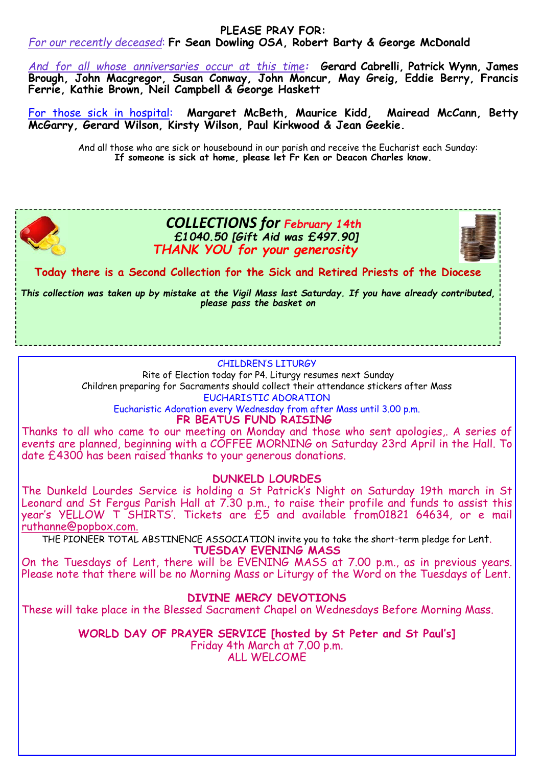## PLEASE PRAY FOR:

*For our recently deceased*: **Fr Sean Dowling OSA, Robert Barty & George McDonald**

*And for all whose anniversaries occur at this time*: **Gerard Cabrelli, Patrick Wynn, James Brough, John Macgregor, Susan Conway, John Moncur, May Greig, Eddie Berry, Francis Ferrie, Kathie Brown, Neil Campbell & George Haskett**

For those sick in hospital: **Margaret McBeth, Maurice Kidd, Mairead McCann, Betty McGarry, Gerard Wilson, Kirsty Wilson, Paul Kirkwood & Jean Geekie.**

And all those who are sick or housebound in our parish and receive the Eucharist each Sunday:
**If someone is sick at home, please let Fr Ken or Deacon Charles know.**

## *COLLECTIONS for February 14th*

*£1040.50 [Gift Aid was £497.90]*

*THANK YOU for your generosity*

**Today there is a Second Collection for the Sick and Retired Priests of the Diocese**

*This collection was taken up by mistake at the Vigil Mass last Saturday. If you have already contributed, please pass the basket on*

### CHILDREN'S LITURGY

Rite of Election today for P4. Liturgy resumes next Sunday

Children preparing for Sacraments should collect their attendance stickers after Mass

### EUCHARISTIC ADORATION

Eucharistic Adoration every Wednesday from after Mass until 3.00 p.m.

### FR BEATUS FUND RAISING

Thanks to all who came to our meeting on Monday and those who sent apologies,. A series of events are planned, beginning with a COFFEE MORNING on Saturday 23rd April in the Hall. To date £4300 has been raised thanks to your generous donations.

### DUNKELD LOURDES

The Dunkeld Lourdes Service is holding a St Patrick's Night on Saturday 19th march in St Leonard and St Fergus Parish Hall at 7.30 p.m., to raise their profile and funds to assist this year's YELLOW T SHIRTS'. Tickets are £5 and available from01821 64634, or e mail ruthanne@popbox.com.

THE PIONEER TOTAL ABSTINENCE ASSOCIATION invite you to take the short-term pledge for Lent.

### TUESDAY EVENING MASS

On the Tuesdays of Lent, there will be EVENING MASS at 7.00 p.m., as in previous years. Please note that there will be no Morning Mass or Liturgy of the Word on the Tuesdays of Lent.

### DIVINE MERCY DEVOTIONS

These will take place in the Blessed Sacrament Chapel on Wednesdays Before Morning Mass.

### WORLD DAY OF PRAYER SERVICE [hosted by St Peter and St Paul's]

Friday 4th March at 7.00 p.m.

ALL WELCOME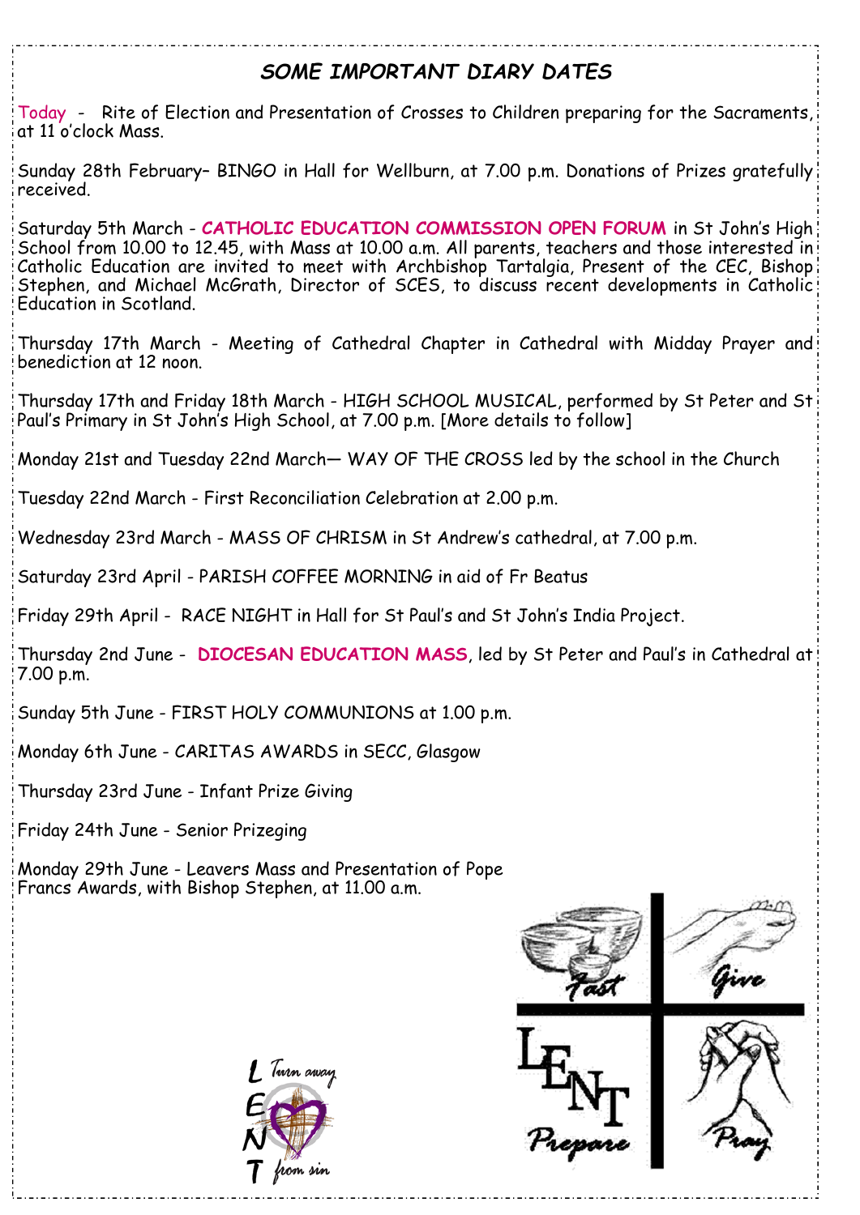## *SOME IMPORTANT DIARY DATES*

Today - Rite of Election and Presentation of Crosses to Children preparing for the Sacraments, at 11 o'clock Mass.

Sunday 28th February– BINGO in Hall for Wellburn, at 7.00 p.m. Donations of Prizes gratefully received.

Saturday 5th March - **CATHOLIC EDUCATION COMMISSION OPEN FORUM** in St John's High School from 10.00 to 12.45, with Mass at 10.00 a.m. All parents, teachers and those interested in Catholic Education are invited to meet with Archbishop Tartalgia, Present of the CEC, Bishop Stephen, and Michael McGrath, Director of SCES, to discuss recent developments in Catholic Education in Scotland.

Thursday 17th March - Meeting of Cathedral Chapter in Cathedral with Midday Prayer and benediction at 12 noon.

Thursday 17th and Friday 18th March - HIGH SCHOOL MUSICAL, performed by St Peter and St Paul's Primary in St John's High School, at 7.00 p.m. [More details to follow]

Monday 21st and Tuesday 22nd March— WAY OF THE CROSS led by the school in the Church

Tuesday 22nd March - First Reconciliation Celebration at 2.00 p.m.

Wednesday 23rd March - MASS OF CHRISM in St Andrew's cathedral, at 7.00 p.m.

Saturday 23rd April - PARISH COFFEE MORNING in aid of Fr Beatus

Friday 29th April - RACE NIGHT in Hall for St Paul's and St John's India Project.

Thursday 2nd June - **DIOCESAN EDUCATION MASS**, led by St Peter and Paul's in Cathedral at 7.00 p.m.

Sunday 5th June - FIRST HOLY COMMUNIONS at 1.00 p.m.

Monday 6th June - CARITAS AWARDS in SECC, Glasgow

Thursday 23rd June - Infant Prize Giving

Friday 24th June - Senior Prizeging

Monday 29th June - Leavers Mass and Presentation of Pope Francs Awards, with Bishop Stephen, at 11.00 a.m.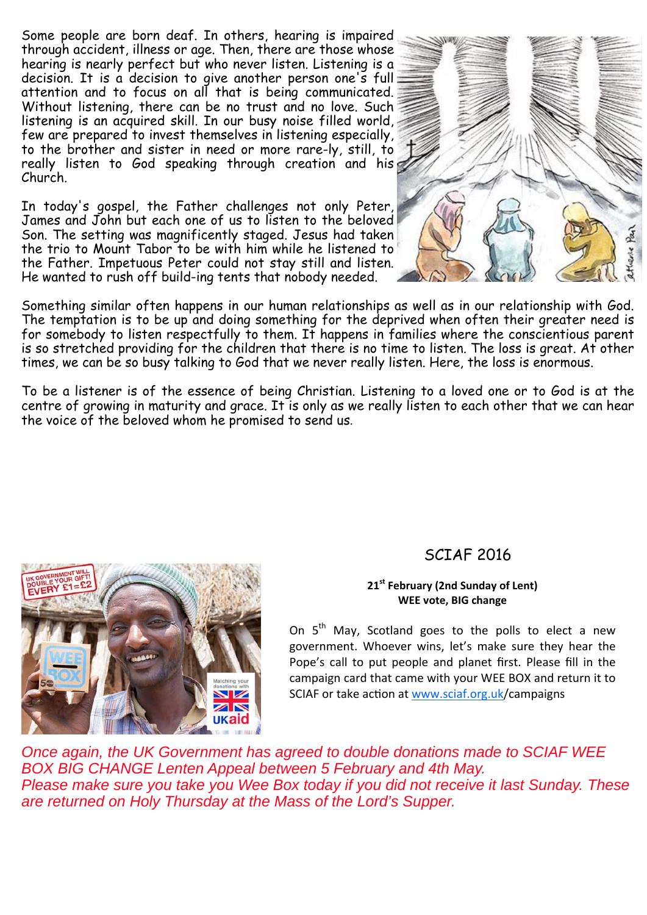Some people are born deaf. In others, hearing is impaired through accident, illness or age. Then, there are those whose hearing is nearly perfect but who never listen. Listening is a decision. It is a decision to give another person one's full attention and to focus on all that is being communicated. Without listening, there can be no trust and no love. Such listening is an acquired skill. In our busy noise filled world, few are prepared to invest themselves in listening especially, to the brother and sister in need or more rare-ly, still, to really listen to God speaking through creation and his Church.

In today's gospel, the Father challenges not only Peter, James and John but each one of us to listen to the beloved Son. The setting was magnificently staged. Jesus had taken the trio to Mount Tabor to be with him while he listened to the Father. Impetuous Peter could not stay still and listen. He wanted to rush off build-ing tents that nobody needed.

Something similar often happens in our human relationships as well as in our relationship with God. The temptation is to be up and doing something for the deprived when often their greater need is for somebody to listen respectfully to them. It happens in families where the conscientious parent is so stretched providing for the children that there is no time to listen. The loss is great. At other times, we can be so busy talking to God that we never really listen. Here, the loss is enormous.

To be a listener is of the essence of being Christian. Listening to a loved one or to God is at the centre of growing in maturity and grace. It is only as we really listen to each other that we can hear the voice of the beloved whom he promised to send us.

## SCIAF 2016

**21st February (2nd Sunday of Lent)**
**WEE vote, BIG change**

On 5th May, Scotland goes to the polls to elect a new government. Whoever wins, let's make sure they hear the Pope's call to put people and planet first. Please fill in the campaign card that came with your WEE BOX and return it to SCIAF or take action at www.sciaf.org.uk/campaigns

*Once again, the UK Government has agreed to double donations made to SCIAF WEE BOX BIG CHANGE Lenten Appeal between 5 February and 4th May.*
*Please make sure you take you Wee Box today if you did not receive it last Sunday. These are returned on Holy Thursday at the Mass of the Lord's Supper.*